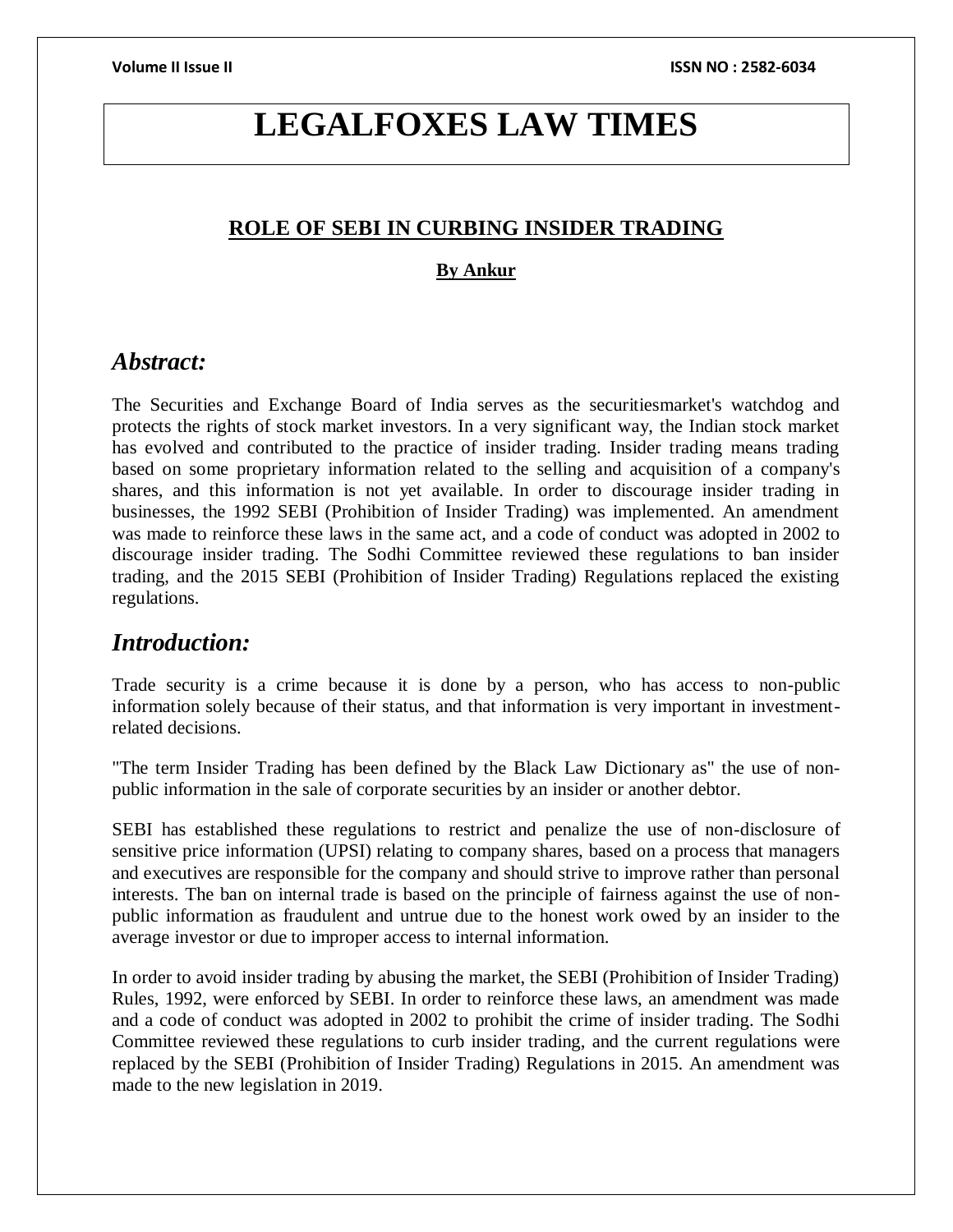# LEGALFOXES LAW TIMES

## ROLE OF SEBI IN CURBING INSIDER TRADING

**By Ankur**

## *Abstract:*

The Securities and Exchange Board of India serves as the securitiesmarket's watchdog and protects the rights of stock market investors. In a very significant way, the Indian stock market has evolved and contributed to the practice of insider trading. Insider trading means trading based on some proprietary information related to the selling and acquisition of a company's shares, and this information is not yet available. In order to discourage insider trading in businesses, the 1992 SEBI (Prohibition of Insider Trading) was implemented. An amendment was made to reinforce these laws in the same act, and a code of conduct was adopted in 2002 to discourage insider trading. The Sodhi Committee reviewed these regulations to ban insider trading, and the 2015 SEBI (Prohibition of Insider Trading) Regulations replaced the existing regulations.

## *Introduction:*

Trade security is a crime because it is done by a person, who has access to non-public information solely because of their status, and that information is very important in investment-related decisions.

"The term Insider Trading has been defined by the Black Law Dictionary as" the use of non-public information in the sale of corporate securities by an insider or another debtor.

SEBI has established these regulations to restrict and penalize the use of non-disclosure of sensitive price information (UPSI) relating to company shares, based on a process that managers and executives are responsible for the company and should strive to improve rather than personal interests. The ban on internal trade is based on the principle of fairness against the use of non-public information as fraudulent and untrue due to the honest work owed by an insider to the average investor or due to improper access to internal information.

In order to avoid insider trading by abusing the market, the SEBI (Prohibition of Insider Trading) Rules, 1992, were enforced by SEBI. In order to reinforce these laws, an amendment was made and a code of conduct was adopted in 2002 to prohibit the crime of insider trading. The Sodhi Committee reviewed these regulations to curb insider trading, and the current regulations were replaced by the SEBI (Prohibition of Insider Trading) Regulations in 2015. An amendment was made to the new legislation in 2019.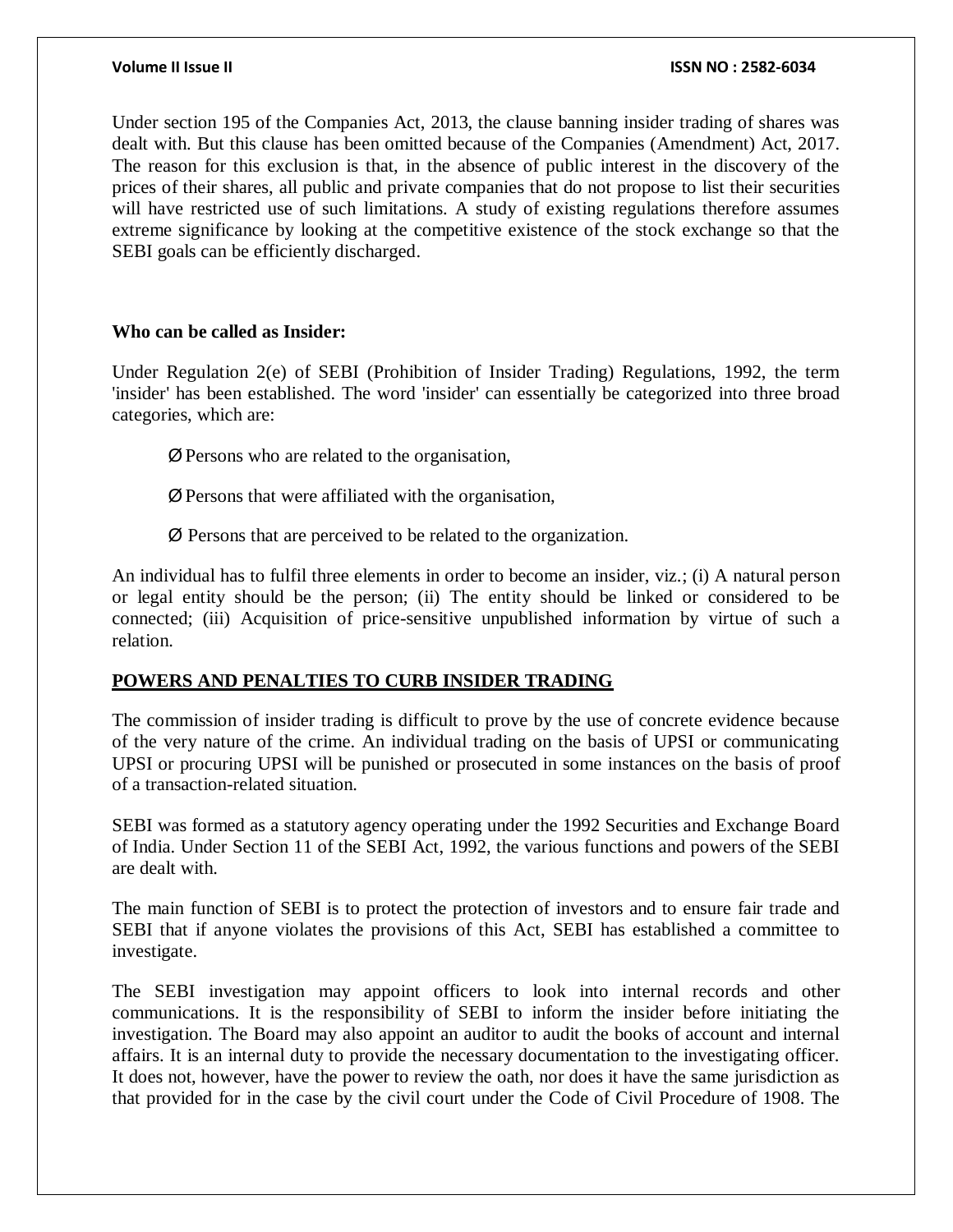Under section 195 of the Companies Act, 2013, the clause banning insider trading of shares was dealt with. But this clause has been omitted because of the Companies (Amendment) Act, 2017. The reason for this exclusion is that, in the absence of public interest in the discovery of the prices of their shares, all public and private companies that do not propose to list their securities will have restricted use of such limitations. A study of existing regulations therefore assumes extreme significance by looking at the competitive existence of the stock exchange so that the SEBI goals can be efficiently discharged.

**Who can be called as Insider:**

Under Regulation 2(e) of SEBI (Prohibition of Insider Trading) Regulations, 1992, the term 'insider' has been established. The word 'insider' can essentially be categorized into three broad categories, which are:

- Ø Persons who are related to the organisation,
- Ø Persons that were affiliated with the organisation,
- Ø Persons that are perceived to be related to the organization.

An individual has to fulfil three elements in order to become an insider, viz.; (i) A natural person or legal entity should be the person; (ii) The entity should be linked or considered to be connected; (iii) Acquisition of price-sensitive unpublished information by virtue of such a relation.

## POWERS AND PENALTIES TO CURB INSIDER TRADING

The commission of insider trading is difficult to prove by the use of concrete evidence because of the very nature of the crime. An individual trading on the basis of UPSI or communicating UPSI or procuring UPSI will be punished or prosecuted in some instances on the basis of proof of a transaction-related situation.

SEBI was formed as a statutory agency operating under the 1992 Securities and Exchange Board of India. Under Section 11 of the SEBI Act, 1992, the various functions and powers of the SEBI are dealt with.

The main function of SEBI is to protect the protection of investors and to ensure fair trade and SEBI that if anyone violates the provisions of this Act, SEBI has established a committee to investigate.

The SEBI investigation may appoint officers to look into internal records and other communications. It is the responsibility of SEBI to inform the insider before initiating the investigation. The Board may also appoint an auditor to audit the books of account and internal affairs. It is an internal duty to provide the necessary documentation to the investigating officer. It does not, however, have the power to review the oath, nor does it have the same jurisdiction as that provided for in the case by the civil court under the Code of Civil Procedure of 1908. The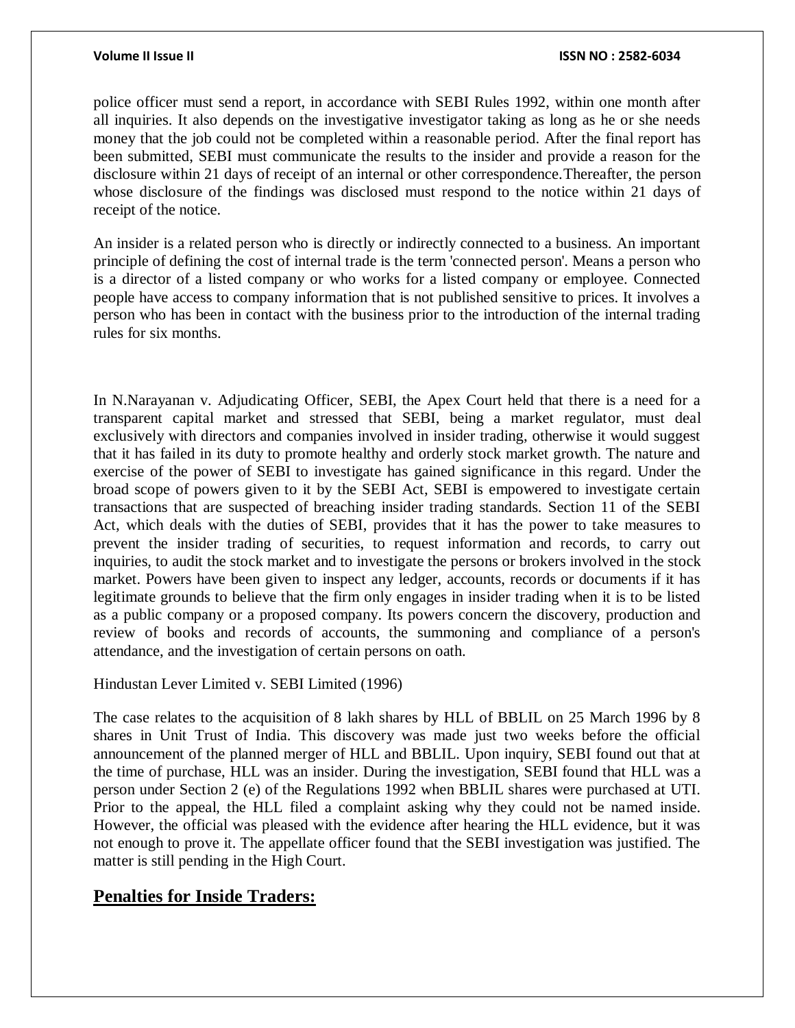police officer must send a report, in accordance with SEBI Rules 1992, within one month after all inquiries. It also depends on the investigative investigator taking as long as he or she needs money that the job could not be completed within a reasonable period. After the final report has been submitted, SEBI must communicate the results to the insider and provide a reason for the disclosure within 21 days of receipt of an internal or other correspondence.Thereafter, the person whose disclosure of the findings was disclosed must respond to the notice within 21 days of receipt of the notice.

An insider is a related person who is directly or indirectly connected to a business. An important principle of defining the cost of internal trade is the term 'connected person'. Means a person who is a director of a listed company or who works for a listed company or employee. Connected people have access to company information that is not published sensitive to prices. It involves a person who has been in contact with the business prior to the introduction of the internal trading rules for six months.

In N.Narayanan v. Adjudicating Officer, SEBI, the Apex Court held that there is a need for a transparent capital market and stressed that SEBI, being a market regulator, must deal exclusively with directors and companies involved in insider trading, otherwise it would suggest that it has failed in its duty to promote healthy and orderly stock market growth. The nature and exercise of the power of SEBI to investigate has gained significance in this regard. Under the broad scope of powers given to it by the SEBI Act, SEBI is empowered to investigate certain transactions that are suspected of breaching insider trading standards. Section 11 of the SEBI Act, which deals with the duties of SEBI, provides that it has the power to take measures to prevent the insider trading of securities, to request information and records, to carry out inquiries, to audit the stock market and to investigate the persons or brokers involved in the stock market. Powers have been given to inspect any ledger, accounts, records or documents if it has legitimate grounds to believe that the firm only engages in insider trading when it is to be listed as a public company or a proposed company. Its powers concern the discovery, production and review of books and records of accounts, the summoning and compliance of a person's attendance, and the investigation of certain persons on oath.

Hindustan Lever Limited v. SEBI Limited (1996)

The case relates to the acquisition of 8 lakh shares by HLL of BBLIL on 25 March 1996 by 8 shares in Unit Trust of India. This discovery was made just two weeks before the official announcement of the planned merger of HLL and BBLIL. Upon inquiry, SEBI found out that at the time of purchase, HLL was an insider. During the investigation, SEBI found that HLL was a person under Section 2 (e) of the Regulations 1992 when BBLIL shares were purchased at UTI. Prior to the appeal, the HLL filed a complaint asking why they could not be named inside. However, the official was pleased with the evidence after hearing the HLL evidence, but it was not enough to prove it. The appellate officer found that the SEBI investigation was justified. The matter is still pending in the High Court.

## **Penalties for Inside Traders:**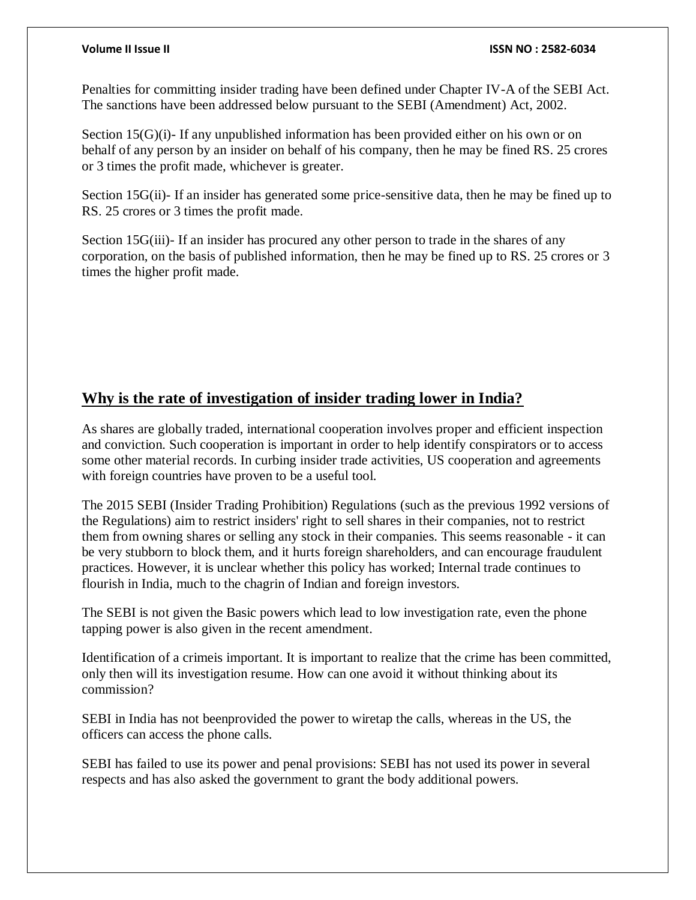Penalties for committing insider trading have been defined under Chapter IV-A of the SEBI Act. The sanctions have been addressed below pursuant to the SEBI (Amendment) Act, 2002.

Section 15(G)(i)- If any unpublished information has been provided either on his own or on behalf of any person by an insider on behalf of his company, then he may be fined RS. 25 crores or 3 times the profit made, whichever is greater.

Section 15G(ii)- If an insider has generated some price-sensitive data, then he may be fined up to RS. 25 crores or 3 times the profit made.

Section 15G(iii)- If an insider has procured any other person to trade in the shares of any corporation, on the basis of published information, then he may be fined up to RS. 25 crores or 3 times the higher profit made.

## Why is the rate of investigation of insider trading lower in India?

As shares are globally traded, international cooperation involves proper and efficient inspection and conviction. Such cooperation is important in order to help identify conspirators or to access some other material records. In curbing insider trade activities, US cooperation and agreements with foreign countries have proven to be a useful tool.

The 2015 SEBI (Insider Trading Prohibition) Regulations (such as the previous 1992 versions of the Regulations) aim to restrict insiders' right to sell shares in their companies, not to restrict them from owning shares or selling any stock in their companies. This seems reasonable - it can be very stubborn to block them, and it hurts foreign shareholders, and can encourage fraudulent practices. However, it is unclear whether this policy has worked; Internal trade continues to flourish in India, much to the chagrin of Indian and foreign investors.

The SEBI is not given the Basic powers which lead to low investigation rate, even the phone tapping power is also given in the recent amendment.

Identification of a crimeis important. It is important to realize that the crime has been committed, only then will its investigation resume. How can one avoid it without thinking about its commission?

SEBI in India has not beenprovided the power to wiretap the calls, whereas in the US, the officers can access the phone calls.

SEBI has failed to use its power and penal provisions: SEBI has not used its power in several respects and has also asked the government to grant the body additional powers.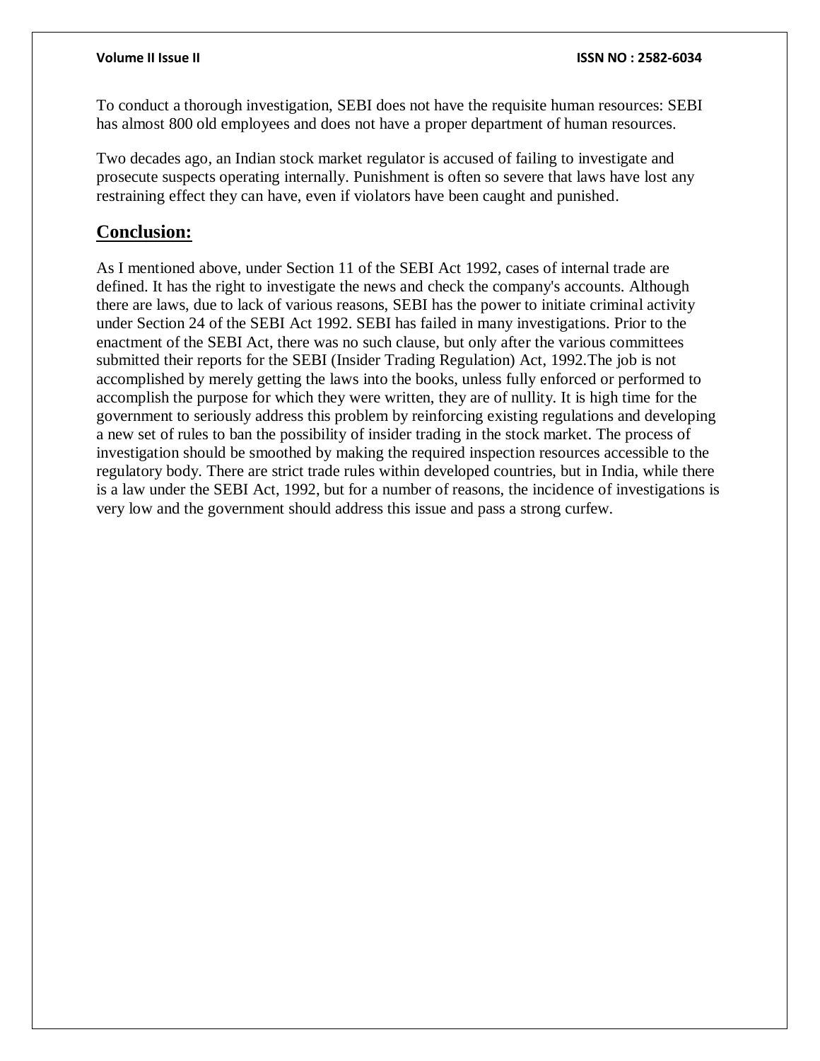To conduct a thorough investigation, SEBI does not have the requisite human resources: SEBI has almost 800 old employees and does not have a proper department of human resources.

Two decades ago, an Indian stock market regulator is accused of failing to investigate and prosecute suspects operating internally. Punishment is often so severe that laws have lost any restraining effect they can have, even if violators have been caught and punished.

## Conclusion:

As I mentioned above, under Section 11 of the SEBI Act 1992, cases of internal trade are defined. It has the right to investigate the news and check the company's accounts. Although there are laws, due to lack of various reasons, SEBI has the power to initiate criminal activity under Section 24 of the SEBI Act 1992. SEBI has failed in many investigations. Prior to the enactment of the SEBI Act, there was no such clause, but only after the various committees submitted their reports for the SEBI (Insider Trading Regulation) Act, 1992.The job is not accomplished by merely getting the laws into the books, unless fully enforced or performed to accomplish the purpose for which they were written, they are of nullity. It is high time for the government to seriously address this problem by reinforcing existing regulations and developing a new set of rules to ban the possibility of insider trading in the stock market. The process of investigation should be smoothed by making the required inspection resources accessible to the regulatory body. There are strict trade rules within developed countries, but in India, while there is a law under the SEBI Act, 1992, but for a number of reasons, the incidence of investigations is very low and the government should address this issue and pass a strong curfew.